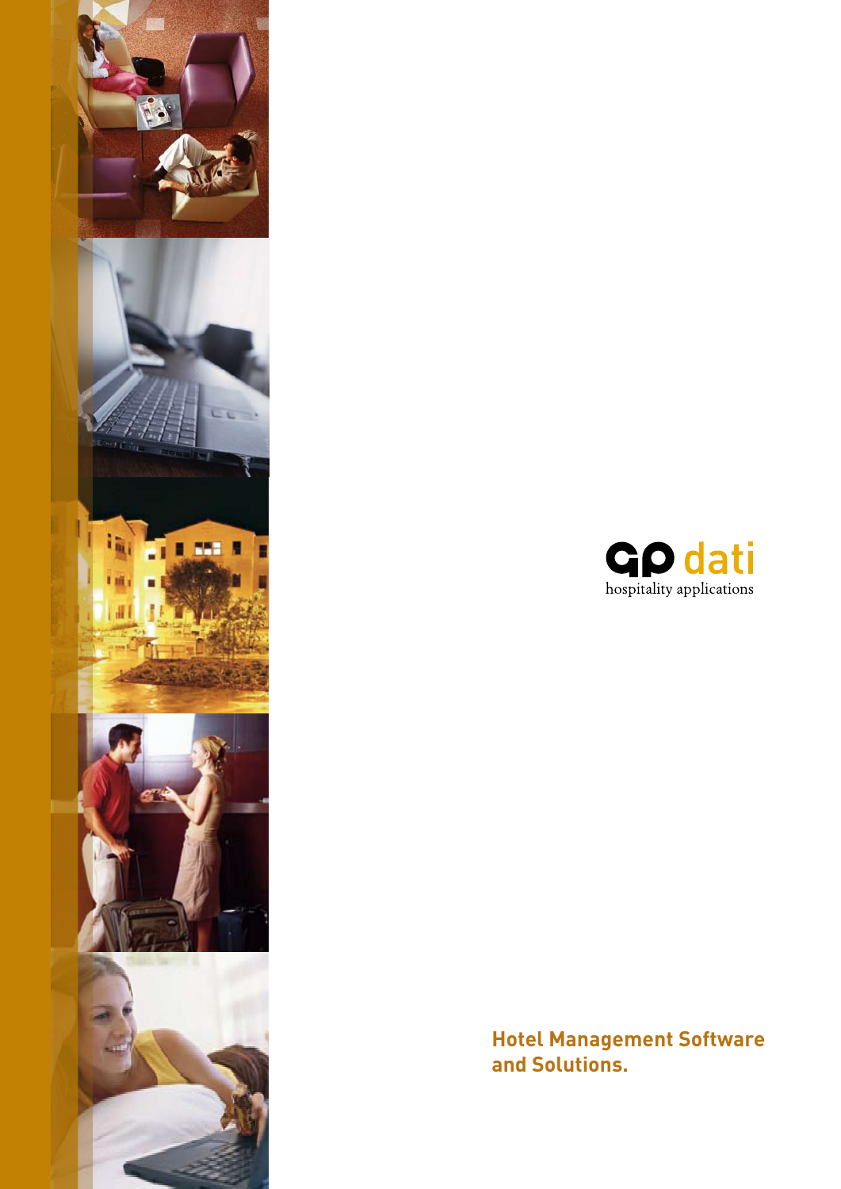GP dati

hospitality applications

**Hotel Management Software and Solutions.**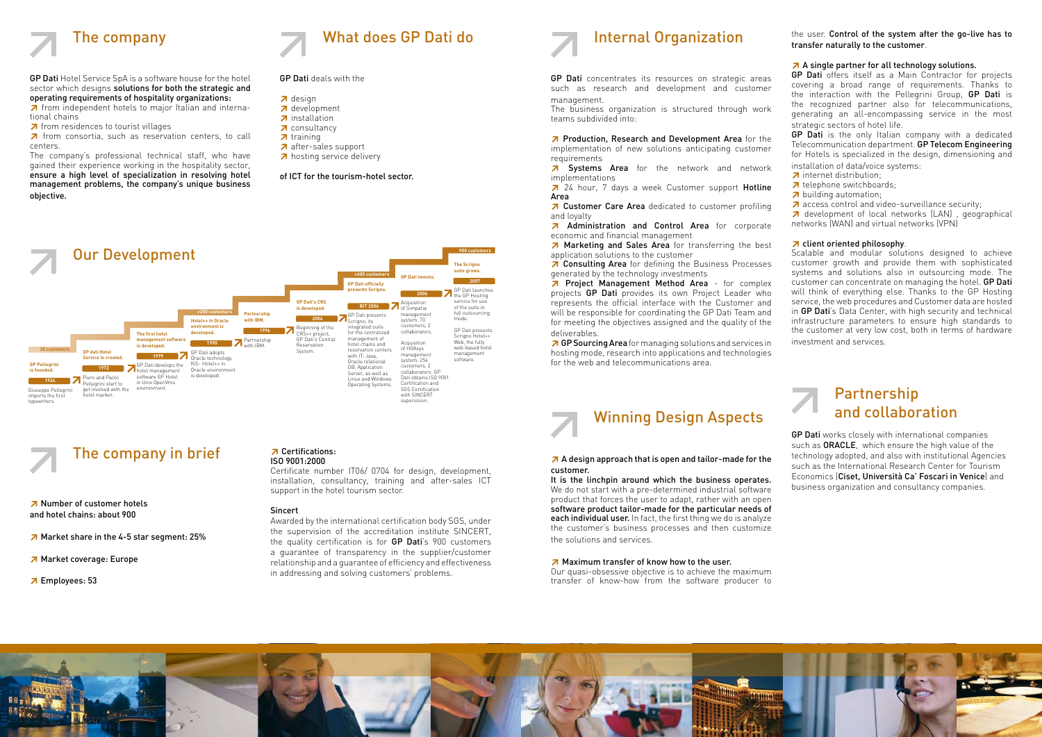# The company

**GP Dati** Hotel Service SpA is a software house for the hotel sector which designs **solutions for both the strategic and operating requirements of hospitality organizations:**

- from independent hotels to major Italian and international chains
- from residences to tourist villages
- from consortia, such as reservation centers, to call centers.

The company's professional technical staff, who have gained their experience working in the hospitality sector, **ensure a high level of specialization in resolving hotel management problems, the company's unique business objective.**

# What does GP Dati do

**GP Dati** deals with the

- design
- development
- installation
- consultancy
- training
- after-sales support
- hosting service delivery

**of ICT for the tourism-hotel sector.**

# Our Development

- **1924** – **GP Pellegrini is founded.** Giuseppe Pellegrini imports the first typewriters. (**30 customers**)
- **1972** – **GP dati Hotel Service is created.** Piero and Paolo Pellegrini start to get involved with the hotel market.
- **1979** – **The first hotel management software is developed.** GP Dati develops the hotel management software GP Hotel in Unix OpenVms environment.
- **1990** – **Hotel++ in Oracle environment is developed.** GP Dati adopts Oracle technology. KIS- Hotel++ in Oracle environment is developed. (**+200 customers**)
- **1996** – **Partnership with IBM.** Partnership with IBM.
- **2004** – **GP Dati's CRS is developed.** Beginning of the CRS++ project, GP Dati's Central Reservation System.
- **BIT 2006** – **GP Dati officially presents Scrigno.** GP Dati presents Scrigno, its integrated suite for the centralized management of hotel chains and reservation centers with IT: Java, Oracle relational DB, Application Server, as well as Linux and Windows Operating Systems. (**+600 customers**)
- **2006** – **GP Dati invests.** Acquisition of Simpatia management system: 70 customers, 2 collaborators. Acquisition of HOAsys management system: 254 customers, 2 collaborators. GP Dati obtains ISO 9001 Certification and SGS Certification with SINCERT supervision.
- **2007** – **The Scrigno suite grows.** GP Dati launches the GP Hosting service for use of the suite in full outsourcing mode. GP Dati presents Scrigno Hotel++ Web, the fully web-based hotel management software. (**900 customers**)

# The company in brief

- **Number of customer hotels and hotel chains: about 900**
- **Market share in the 4-5 star segment: 25%**
- **Market coverage: Europe**
- **Employees: 53**

**Certifications:**
**ISO 9001:2000**

Certificate number IT06/ 0704 for design, development, installation, consultancy, training and after-sales ICT support in the hotel tourism sector.

**Sincert**

Awarded by the international certification body SGS, under the supervision of the accreditation institute SINCERT, the quality certification is for **GP Dati**'s 900 customers a guarantee of transparency in the supplier/customer relationship and a guarantee of efficiency and effectiveness in addressing and solving customers' problems.

# Internal Organization

**GP Dati** concentrates its resources on strategic areas such as research and development and customer management.

The business organization is structured through work teams subdivided into:

- **Production, Research and Development Area** for the implementation of new solutions anticipating customer requirements
- **Systems Area** for the network and network implementations
- 24 hour, 7 days a week Customer support **Hotline Area**
- **Customer Care Area** dedicated to customer profiling and loyalty
- **Administration and Control Area** for corporate economic and financial management
- **Marketing and Sales Area** for transferring the best application solutions to the customer
- **Consulting Area** for defining the Business Processes generated by the technology investments
- **Project Management Method Area** - for complex projects **GP Dati** provides its own Project Leader who represents the official interface with the Customer and will be responsible for coordinating the GP Dati Team and for meeting the objectives assigned and the quality of the deliverables.
- **GP Sourcing Area** for managing solutions and services in hosting mode, research into applications and technologies for the web and telecommunications area.

# Winning Design Aspects

**A design approach that is open and tailor-made for the customer.**

**It is the linchpin around which the business operates.** We do not start with a pre-determined industrial software product that forces the user to adapt, rather with an open **software product tailor-made for the particular needs of each individual user.** In fact, the first thing we do is analyze the customer's business processes and then customize the solutions and services.

**Maximum transfer of know how to the user.**

Our quasi-obsessive objective is to achieve the maximum transfer of know-how from the software producer to the user. **Control of the system after the go-live has to transfer naturally to the customer**.

**A single partner for all technology solutions.**

**GP Dati** offers itself as a Main Contractor for projects covering a broad range of requirements. Thanks to the interaction with the Pellegrini Group, **GP Dati** is the recognized partner also for telecommunications, generating an all-encompassing service in the most strategic sectors of hotel life.

**GP Dati** is the only Italian company with a dedicated Telecommunication department. **GP Telecom Engineering** for Hotels is specialized in the design, dimensioning and installation of data/voice systems:

- internet distribution;
- telephone switchboards;
- building automation;
- access control and video-surveillance security;
- development of local networks (LAN) , geographical networks (WAN) and virtual networks (VPN)

**client oriented philosophy**.

Scalable and modular solutions designed to achieve customer growth and provide them with sophisticated systems and solutions also in outsourcing mode. The customer can concentrate on managing the hotel. **GP Dati** will think of everything else. Thanks to the GP Hosting service, the web procedures and Customer data are hosted in **GP Dati**'s Data Center, with high security and technical infrastructure parameters to ensure high standards to the customer at very low cost, both in terms of hardware investment and services.

# Partnership and collaboration

**GP Dati** works closely with international companies such as **ORACLE**, which ensure the high value of the technology adopted, and also with institutional Agencies such as the International Research Center for Tourism Economics (**Ciset, Università Ca' Foscari in Venice**) and business organization and consultancy companies.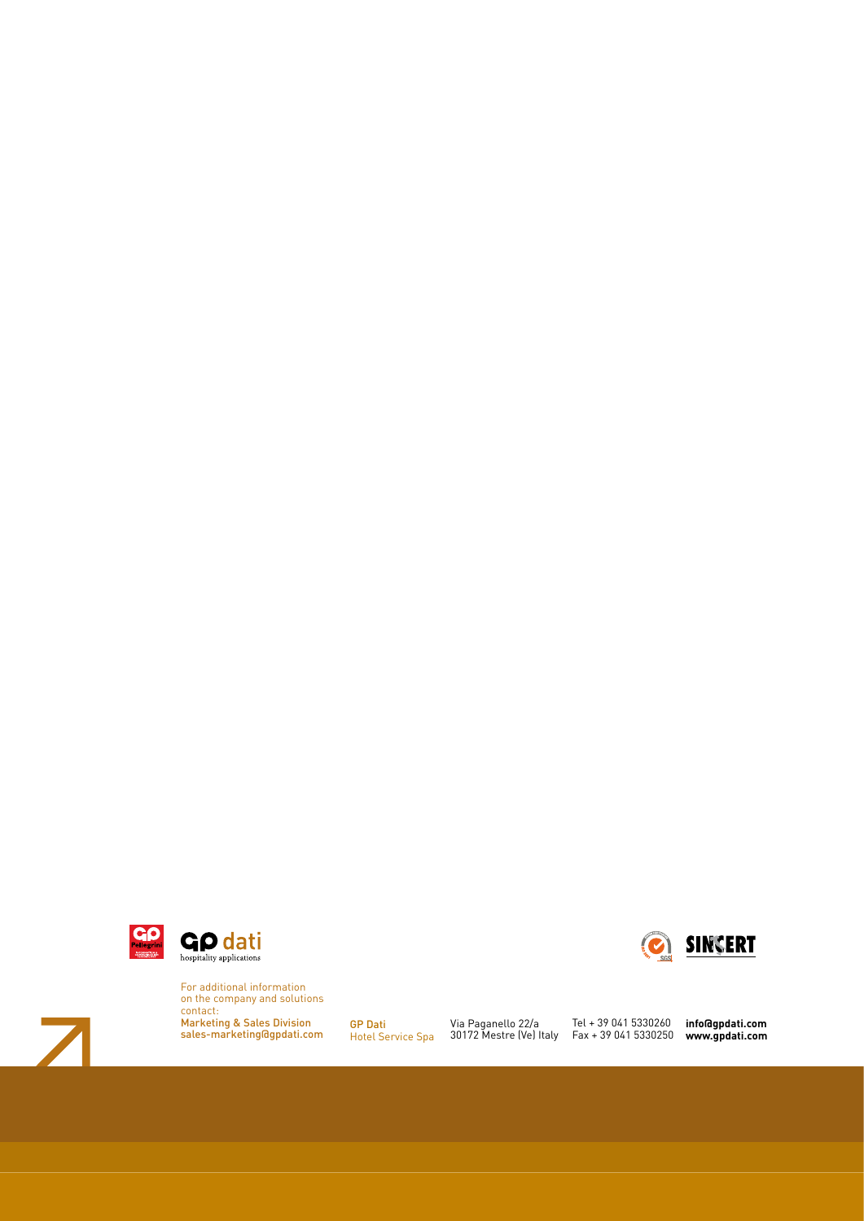GP dati
hospitality applications

For additional information on the company and solutions contact:
Marketing & Sales Division
sales-marketing@gpdati.com

GP Dati
Hotel Service Spa

Via Paganello 22/a
30172 Mestre (Ve) Italy

Tel + 39 041 5330260
Fax + 39 041 5330250

**info@gpdati.com**
**www.gpdati.com**